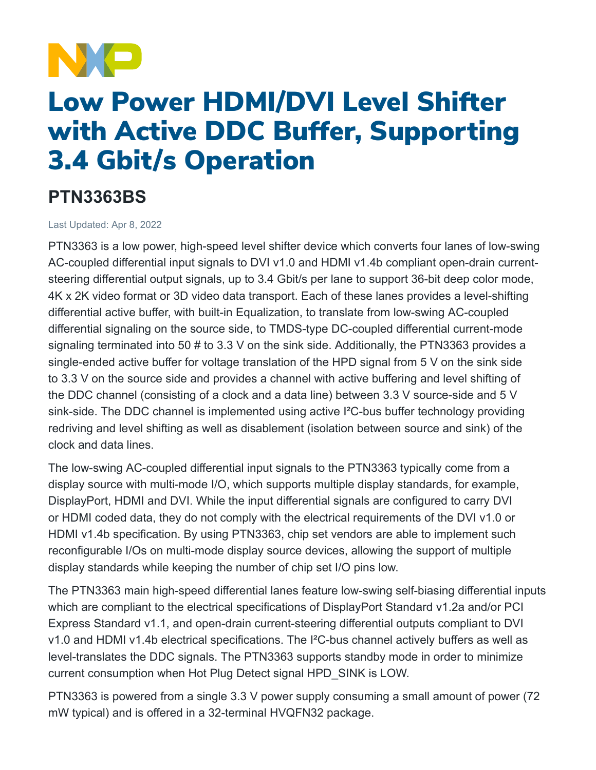# Low Power HDMI/DVI Level Shifter with Active DDC Buffer, Supporting 3.4 Gbit/s Operation

## PTN3363BS

Last Updated: Apr 8, 2022

PTN3363 is a low power, high-speed level shifter device which converts four lanes of low-swing AC-coupled differential input signals to DVI v1.0 and HDMI v1.4b compliant open-drain current-steering differential output signals, up to 3.4 Gbit/s per lane to support 36-bit deep color mode, 4K x 2K video format or 3D video data transport. Each of these lanes provides a level-shifting differential active buffer, with built-in Equalization, to translate from low-swing AC-coupled differential signaling on the source side, to TMDS-type DC-coupled differential current-mode signaling terminated into 50 # to 3.3 V on the sink side. Additionally, the PTN3363 provides a single-ended active buffer for voltage translation of the HPD signal from 5 V on the sink side to 3.3 V on the source side and provides a channel with active buffering and level shifting of the DDC channel (consisting of a clock and a data line) between 3.3 V source-side and 5 V sink-side. The DDC channel is implemented using active I²C-bus buffer technology providing redriving and level shifting as well as disablement (isolation between source and sink) of the clock and data lines.

The low-swing AC-coupled differential input signals to the PTN3363 typically come from a display source with multi-mode I/O, which supports multiple display standards, for example, DisplayPort, HDMI and DVI. While the input differential signals are configured to carry DVI or HDMI coded data, they do not comply with the electrical requirements of the DVI v1.0 or HDMI v1.4b specification. By using PTN3363, chip set vendors are able to implement such reconfigurable I/Os on multi-mode display source devices, allowing the support of multiple display standards while keeping the number of chip set I/O pins low.

The PTN3363 main high-speed differential lanes feature low-swing self-biasing differential inputs which are compliant to the electrical specifications of DisplayPort Standard v1.2a and/or PCI Express Standard v1.1, and open-drain current-steering differential outputs compliant to DVI v1.0 and HDMI v1.4b electrical specifications. The I²C-bus channel actively buffers as well as level-translates the DDC signals. The PTN3363 supports standby mode in order to minimize current consumption when Hot Plug Detect signal HPD_SINK is LOW.

PTN3363 is powered from a single 3.3 V power supply consuming a small amount of power (72 mW typical) and is offered in a 32-terminal HVQFN32 package.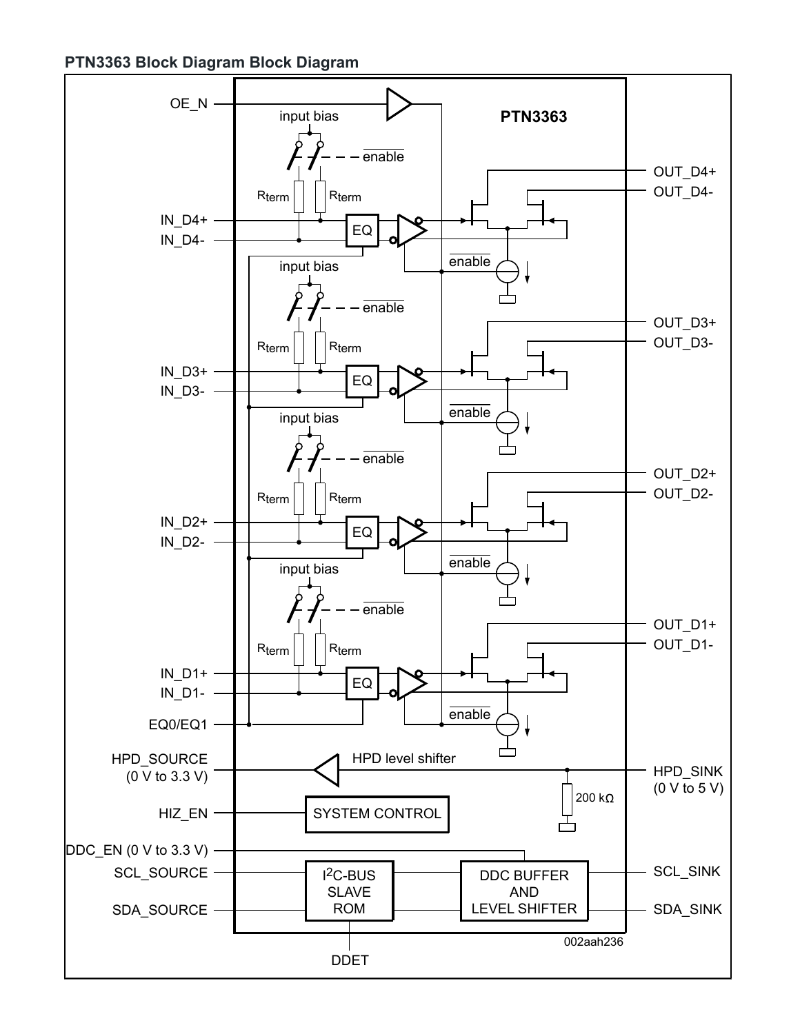## PTN3363 Block Diagram Block Diagram

PTN3363

OE_N

input bias

$\overline{enable}$

$R_{term}$ $R_{term}$

IN_D4+
IN_D4-

EQ

OUT_D4+
OUT_D4-

IN_D3+
IN_D3-

OUT_D3+
OUT_D3-

IN_D2+
IN_D2-

OUT_D2+
OUT_D2-

IN_D1+
IN_D1-

OUT_D1+
OUT_D1-

EQ0/EQ1

HPD_SOURCE (0 V to 3.3 V)

HPD level shifter

HPD_SINK (0 V to 5 V)

200 kΩ

HIZ_EN

SYSTEM CONTROL

DDC_EN (0 V to 3.3 V)

SCL_SOURCE

SDA_SOURCE

I[2]C-BUS SLAVE ROM

DDC BUFFER AND LEVEL SHIFTER

SCL_SINK

SDA_SINK

DDET

002aah236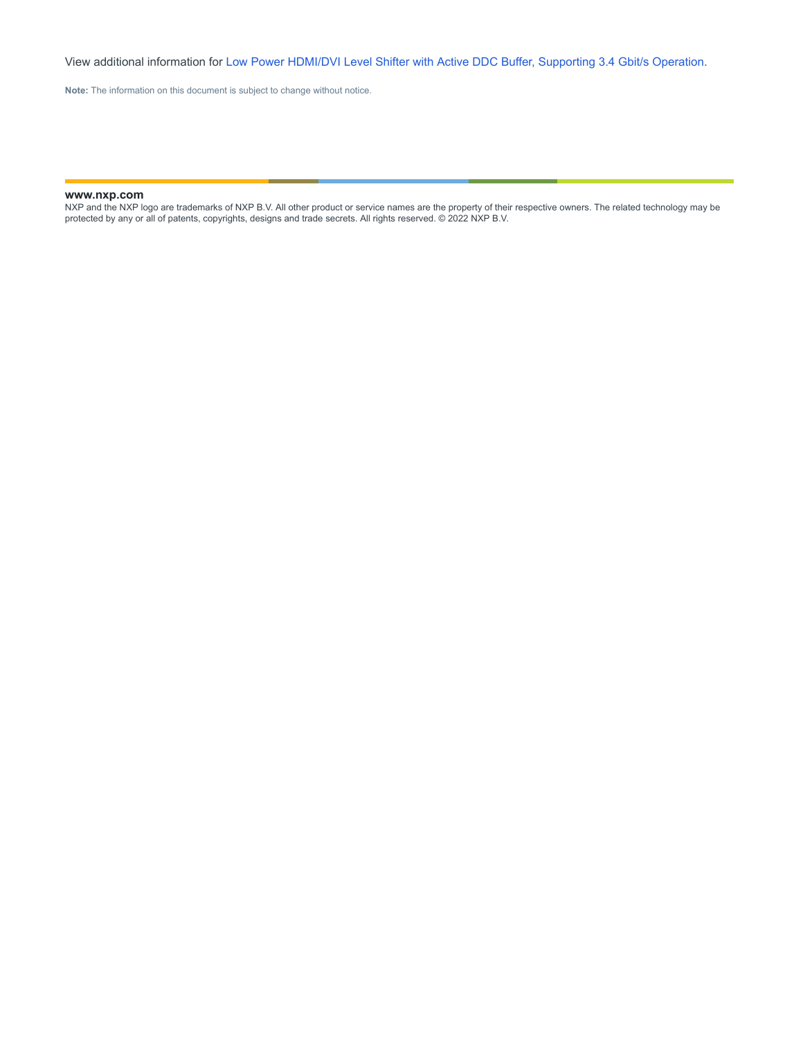View additional information for Low Power HDMI/DVI Level Shifter with Active DDC Buffer, Supporting 3.4 Gbit/s Operation.

**Note:** The information on this document is subject to change without notice.

**www.nxp.com**

NXP and the NXP logo are trademarks of NXP B.V. All other product or service names are the property of their respective owners. The related technology may be protected by any or all of patents, copyrights, designs and trade secrets. All rights reserved. © 2022 NXP B.V.